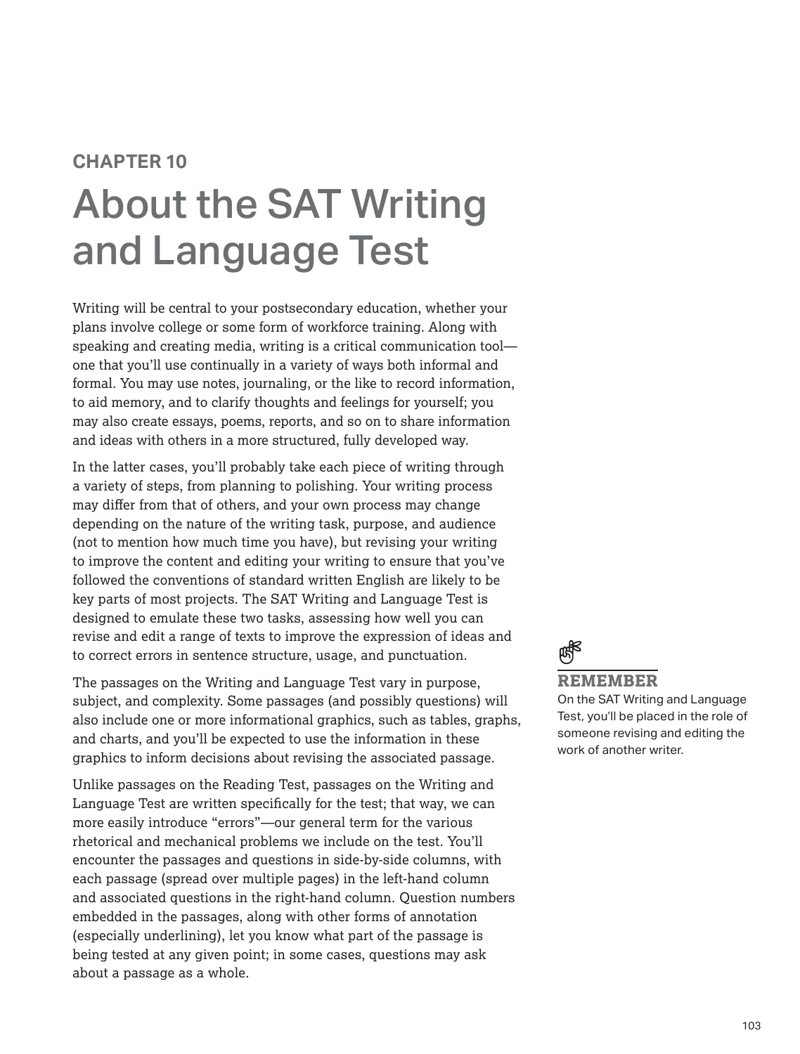# CHAPTER 10

# About the SAT Writing and Language Test

Writing will be central to your postsecondary education, whether your plans involve college or some form of workforce training. Along with speaking and creating media, writing is a critical communication tool—one that you'll use continually in a variety of ways both informal and formal. You may use notes, journaling, or the like to record information, to aid memory, and to clarify thoughts and feelings for yourself; you may also create essays, poems, reports, and so on to share information and ideas with others in a more structured, fully developed way.

In the latter cases, you'll probably take each piece of writing through a variety of steps, from planning to polishing. Your writing process may differ from that of others, and your own process may change depending on the nature of the writing task, purpose, and audience (not to mention how much time you have), but revising your writing to improve the content and editing your writing to ensure that you've followed the conventions of standard written English are likely to be key parts of most projects. The SAT Writing and Language Test is designed to emulate these two tasks, assessing how well you can revise and edit a range of texts to improve the expression of ideas and to correct errors in sentence structure, usage, and punctuation.

The passages on the Writing and Language Test vary in purpose, subject, and complexity. Some passages (and possibly questions) will also include one or more informational graphics, such as tables, graphs, and charts, and you'll be expected to use the information in these graphics to inform decisions about revising the associated passage.

Unlike passages on the Reading Test, passages on the Writing and Language Test are written specifically for the test; that way, we can more easily introduce "errors"—our general term for the various rhetorical and mechanical problems we include on the test. You'll encounter the passages and questions in side-by-side columns, with each passage (spread over multiple pages) in the left-hand column and associated questions in the right-hand column. Question numbers embedded in the passages, along with other forms of annotation (especially underlining), let you know what part of the passage is being tested at any given point; in some cases, questions may ask about a passage as a whole.

**REMEMBER**

On the SAT Writing and Language Test, you'll be placed in the role of someone revising and editing the work of another writer.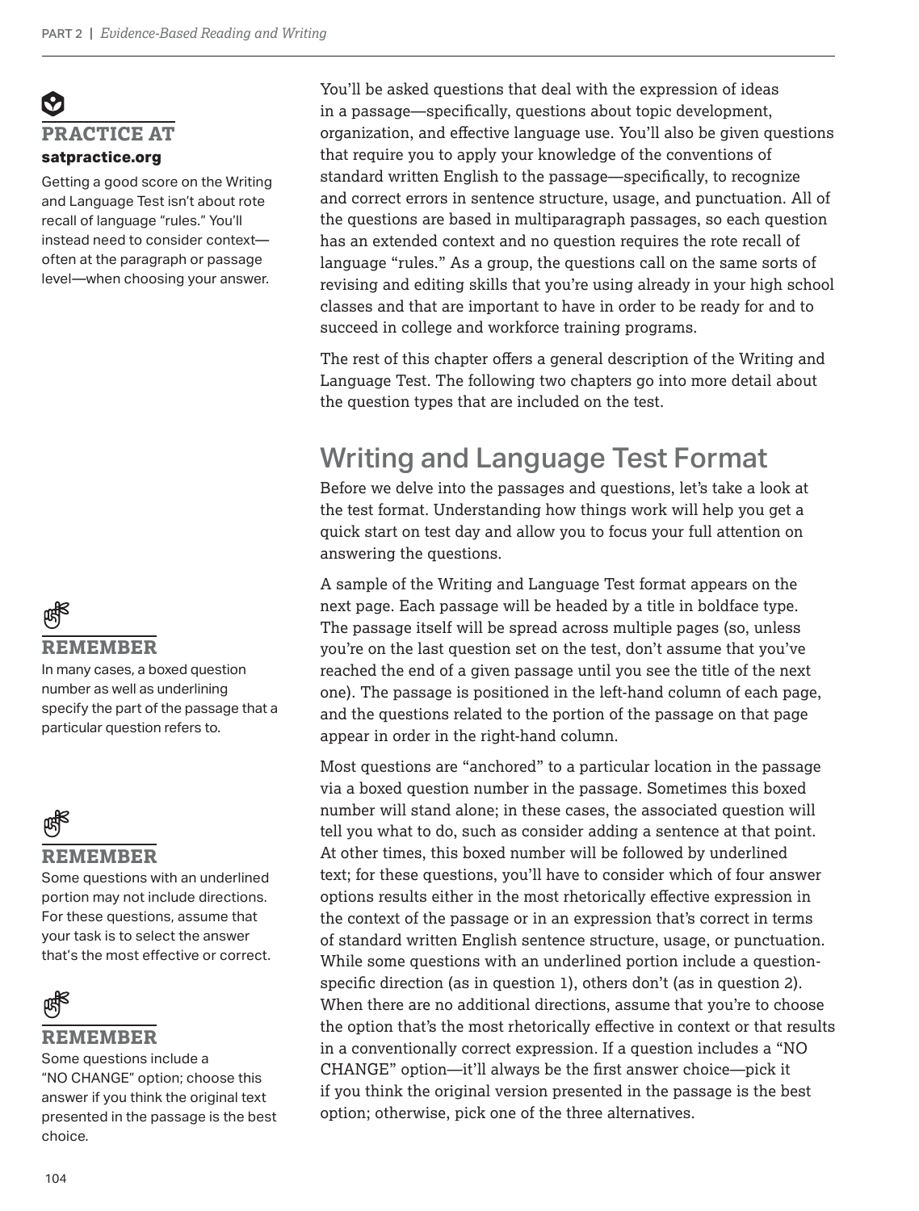**PRACTICE AT**
**satpractice.org**

Getting a good score on the Writing and Language Test isn't about rote recall of language "rules." You'll instead need to consider context—often at the paragraph or passage level—when choosing your answer.

You'll be asked questions that deal with the expression of ideas in a passage—specifically, questions about topic development, organization, and effective language use. You'll also be given questions that require you to apply your knowledge of the conventions of standard written English to the passage—specifically, to recognize and correct errors in sentence structure, usage, and punctuation. All of the questions are based in multiparagraph passages, so each question has an extended context and no question requires the rote recall of language "rules." As a group, the questions call on the same sorts of revising and editing skills that you're using already in your high school classes and that are important to have in order to be ready for and to succeed in college and workforce training programs.

The rest of this chapter offers a general description of the Writing and Language Test. The following two chapters go into more detail about the question types that are included on the test.

## Writing and Language Test Format

Before we delve into the passages and questions, let's take a look at the test format. Understanding how things work will help you get a quick start on test day and allow you to focus your full attention on answering the questions.

A sample of the Writing and Language Test format appears on the next page. Each passage will be headed by a title in boldface type. The passage itself will be spread across multiple pages (so, unless you're on the last question set on the test, don't assume that you've reached the end of a given passage until you see the title of the next one). The passage is positioned in the left-hand column of each page, and the questions related to the portion of the passage on that page appear in order in the right-hand column.

**REMEMBER**

In many cases, a boxed question number as well as underlining specify the part of the passage that a particular question refers to.

Most questions are "anchored" to a particular location in the passage via a boxed question number in the passage. Sometimes this boxed number will stand alone; in these cases, the associated question will tell you what to do, such as consider adding a sentence at that point. At other times, this boxed number will be followed by underlined text; for these questions, you'll have to consider which of four answer options results either in the most rhetorically effective expression in the context of the passage or in an expression that's correct in terms of standard written English sentence structure, usage, or punctuation. While some questions with an underlined portion include a question-specific direction (as in question 1), others don't (as in question 2). When there are no additional directions, assume that you're to choose the option that's the most rhetorically effective in context or that results in a conventionally correct expression. If a question includes a "NO CHANGE" option—it'll always be the first answer choice—pick it if you think the original version presented in the passage is the best option; otherwise, pick one of the three alternatives.

**REMEMBER**

Some questions with an underlined portion may not include directions. For these questions, assume that your task is to select the answer that's the most effective or correct.

**REMEMBER**

Some questions include a "NO CHANGE" option; choose this answer if you think the original text presented in the passage is the best choice.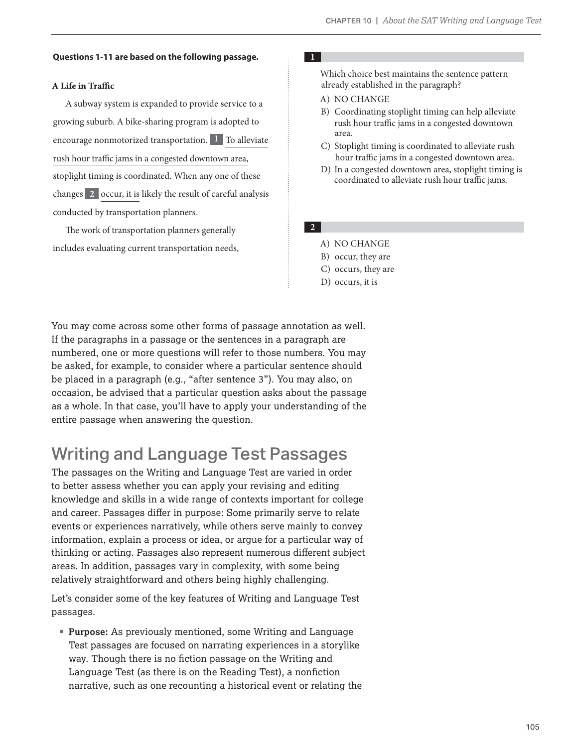**Questions 1-11 are based on the following passage.**

**A Life in Traffic**

A subway system is expanded to provide service to a growing suburb. A bike-sharing program is adopted to encourage nonmotorized transportation. **1** To alleviate rush hour traffic jams in a congested downtown area, stoplight timing is coordinated. When any one of these changes **2** occur, it is likely the result of careful analysis conducted by transportation planners.

The work of transportation planners generally includes evaluating current transportation needs,

**1**

Which choice best maintains the sentence pattern already established in the paragraph?

A) NO CHANGE
B) Coordinating stoplight timing can help alleviate rush hour traffic jams in a congested downtown area.
C) Stoplight timing is coordinated to alleviate rush hour traffic jams in a congested downtown area.
D) In a congested downtown area, stoplight timing is coordinated to alleviate rush hour traffic jams.

**2**

A) NO CHANGE
B) occur, they are
C) occurs, they are
D) occurs, it is

You may come across some other forms of passage annotation as well. If the paragraphs in a passage or the sentences in a paragraph are numbered, one or more questions will refer to those numbers. You may be asked, for example, to consider where a particular sentence should be placed in a paragraph (e.g., "after sentence 3"). You may also, on occasion, be advised that a particular question asks about the passage as a whole. In that case, you'll have to apply your understanding of the entire passage when answering the question.

## Writing and Language Test Passages

The passages on the Writing and Language Test are varied in order to better assess whether you can apply your revising and editing knowledge and skills in a wide range of contexts important for college and career. Passages differ in purpose: Some primarily serve to relate events or experiences narratively, while others serve mainly to convey information, explain a process or idea, or argue for a particular way of thinking or acting. Passages also represent numerous different subject areas. In addition, passages vary in complexity, with some being relatively straightforward and others being highly challenging.

Let's consider some of the key features of Writing and Language Test passages.

- **Purpose:** As previously mentioned, some Writing and Language Test passages are focused on narrating experiences in a storylike way. Though there is no fiction passage on the Writing and Language Test (as there is on the Reading Test), a nonfiction narrative, such as one recounting a historical event or relating the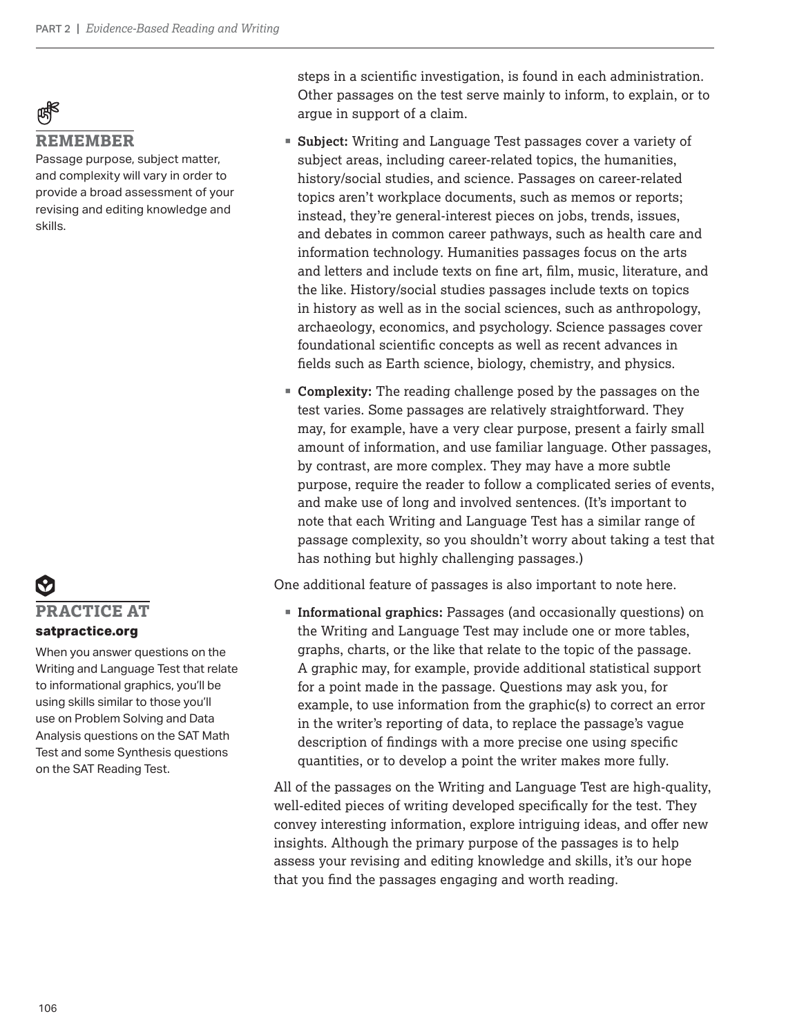steps in a scientific investigation, is found in each administration. Other passages on the test serve mainly to inform, to explain, or to argue in support of a claim.

- **Subject:** Writing and Language Test passages cover a variety of subject areas, including career-related topics, the humanities, history/social studies, and science. Passages on career-related topics aren't workplace documents, such as memos or reports; instead, they're general-interest pieces on jobs, trends, issues, and debates in common career pathways, such as health care and information technology. Humanities passages focus on the arts and letters and include texts on fine art, film, music, literature, and the like. History/social studies passages include texts on topics in history as well as in the social sciences, such as anthropology, archaeology, economics, and psychology. Science passages cover foundational scientific concepts as well as recent advances in fields such as Earth science, biology, chemistry, and physics.
- **Complexity:** The reading challenge posed by the passages on the test varies. Some passages are relatively straightforward. They may, for example, have a very clear purpose, present a fairly small amount of information, and use familiar language. Other passages, by contrast, are more complex. They may have a more subtle purpose, require the reader to follow a complicated series of events, and make use of long and involved sentences. (It's important to note that each Writing and Language Test has a similar range of passage complexity, so you shouldn't worry about taking a test that has nothing but highly challenging passages.)

One additional feature of passages is also important to note here.

- **Informational graphics:** Passages (and occasionally questions) on the Writing and Language Test may include one or more tables, graphs, charts, or the like that relate to the topic of the passage. A graphic may, for example, provide additional statistical support for a point made in the passage. Questions may ask you, for example, to use information from the graphic(s) to correct an error in the writer's reporting of data, to replace the passage's vague description of findings with a more precise one using specific quantities, or to develop a point the writer makes more fully.

All of the passages on the Writing and Language Test are high-quality, well-edited pieces of writing developed specifically for the test. They convey interesting information, explore intriguing ideas, and offer new insights. Although the primary purpose of the passages is to help assess your revising and editing knowledge and skills, it's our hope that you find the passages engaging and worth reading.

### REMEMBER

Passage purpose, subject matter, and complexity will vary in order to provide a broad assessment of your revising and editing knowledge and skills.

### PRACTICE AT
**satpractice.org**

When you answer questions on the Writing and Language Test that relate to informational graphics, you'll be using skills similar to those you'll use on Problem Solving and Data Analysis questions on the SAT Math Test and some Synthesis questions on the SAT Reading Test.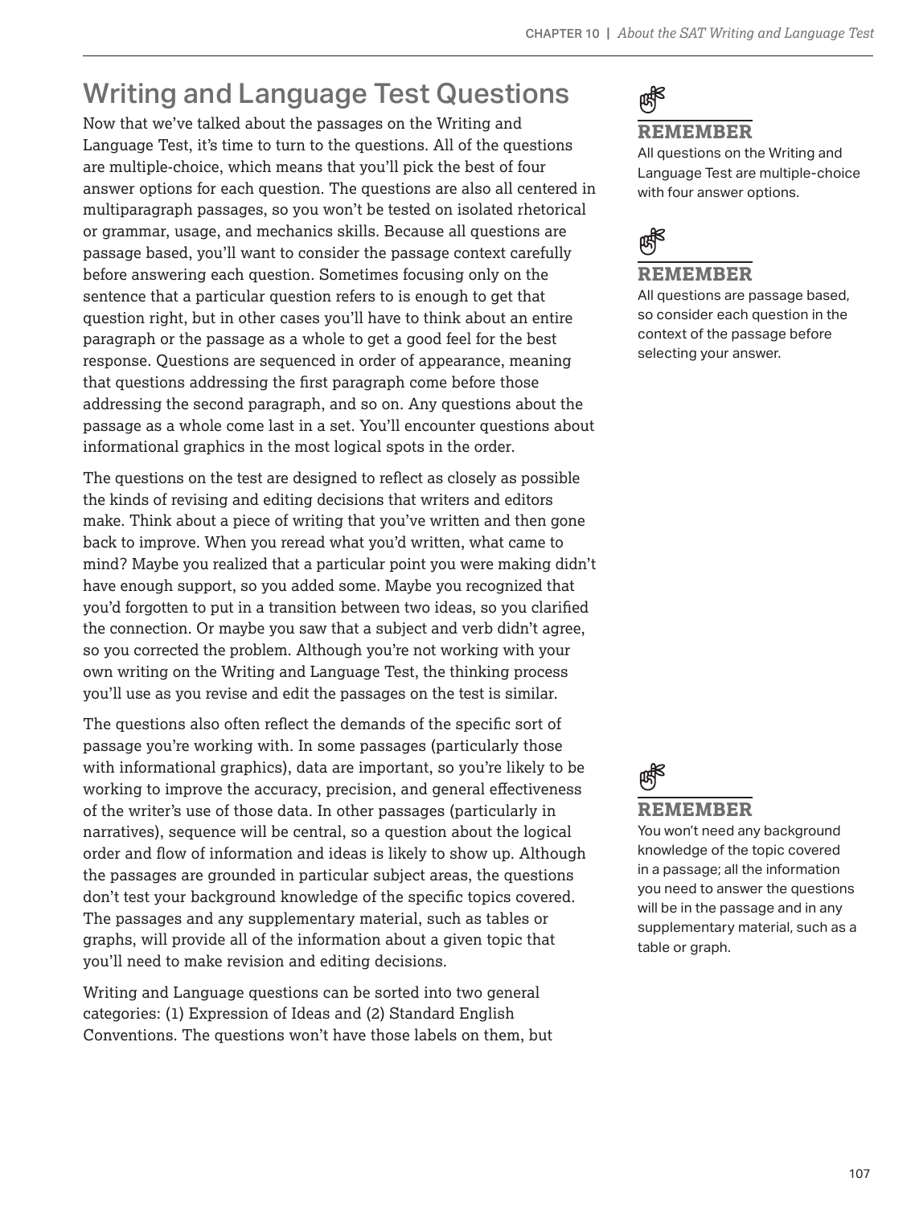## Writing and Language Test Questions

Now that we've talked about the passages on the Writing and Language Test, it's time to turn to the questions. All of the questions are multiple-choice, which means that you'll pick the best of four answer options for each question. The questions are also all centered in multiparagraph passages, so you won't be tested on isolated rhetorical or grammar, usage, and mechanics skills. Because all questions are passage based, you'll want to consider the passage context carefully before answering each question. Sometimes focusing only on the sentence that a particular question refers to is enough to get that question right, but in other cases you'll have to think about an entire paragraph or the passage as a whole to get a good feel for the best response. Questions are sequenced in order of appearance, meaning that questions addressing the first paragraph come before those addressing the second paragraph, and so on. Any questions about the passage as a whole come last in a set. You'll encounter questions about informational graphics in the most logical spots in the order.

> **REMEMBER**
> All questions on the Writing and Language Test are multiple-choice with four answer options.

> **REMEMBER**
> All questions are passage based, so consider each question in the context of the passage before selecting your answer.

The questions on the test are designed to reflect as closely as possible the kinds of revising and editing decisions that writers and editors make. Think about a piece of writing that you've written and then gone back to improve. When you reread what you'd written, what came to mind? Maybe you realized that a particular point you were making didn't have enough support, so you added some. Maybe you recognized that you'd forgotten to put in a transition between two ideas, so you clarified the connection. Or maybe you saw that a subject and verb didn't agree, so you corrected the problem. Although you're not working with your own writing on the Writing and Language Test, the thinking process you'll use as you revise and edit the passages on the test is similar.

The questions also often reflect the demands of the specific sort of passage you're working with. In some passages (particularly those with informational graphics), data are important, so you're likely to be working to improve the accuracy, precision, and general effectiveness of the writer's use of those data. In other passages (particularly in narratives), sequence will be central, so a question about the logical order and flow of information and ideas is likely to show up. Although the passages are grounded in particular subject areas, the questions don't test your background knowledge of the specific topics covered. The passages and any supplementary material, such as tables or graphs, will provide all of the information about a given topic that you'll need to make revision and editing decisions.

> **REMEMBER**
> You won't need any background knowledge of the topic covered in a passage; all the information you need to answer the questions will be in the passage and in any supplementary material, such as a table or graph.

Writing and Language questions can be sorted into two general categories: (1) Expression of Ideas and (2) Standard English Conventions. The questions won't have those labels on them, but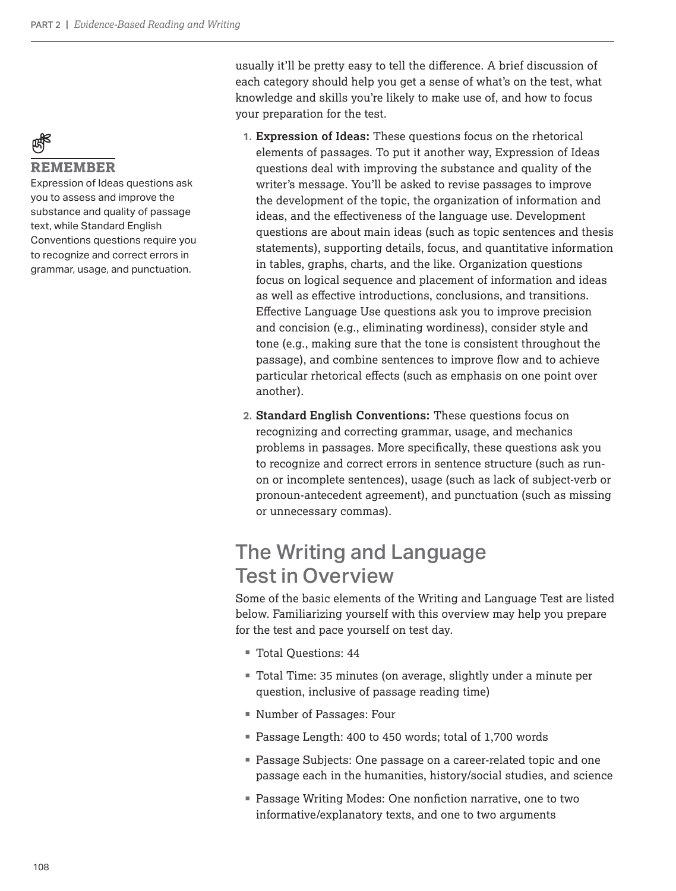usually it'll be pretty easy to tell the difference. A brief discussion of each category should help you get a sense of what's on the test, what knowledge and skills you're likely to make use of, and how to focus your preparation for the test.

**REMEMBER**

Expression of Ideas questions ask you to assess and improve the substance and quality of passage text, while Standard English Conventions questions require you to recognize and correct errors in grammar, usage, and punctuation.

1. **Expression of Ideas:** These questions focus on the rhetorical elements of passages. To put it another way, Expression of Ideas questions deal with improving the substance and quality of the writer's message. You'll be asked to revise passages to improve the development of the topic, the organization of information and ideas, and the effectiveness of the language use. Development questions are about main ideas (such as topic sentences and thesis statements), supporting details, focus, and quantitative information in tables, graphs, charts, and the like. Organization questions focus on logical sequence and placement of information and ideas as well as effective introductions, conclusions, and transitions. Effective Language Use questions ask you to improve precision and concision (e.g., eliminating wordiness), consider style and tone (e.g., making sure that the tone is consistent throughout the passage), and combine sentences to improve flow and to achieve particular rhetorical effects (such as emphasis on one point over another).
2. **Standard English Conventions:** These questions focus on recognizing and correcting grammar, usage, and mechanics problems in passages. More specifically, these questions ask you to recognize and correct errors in sentence structure (such as run-on or incomplete sentences), usage (such as lack of subject-verb or pronoun-antecedent agreement), and punctuation (such as missing or unnecessary commas).

## The Writing and Language Test in Overview

Some of the basic elements of the Writing and Language Test are listed below. Familiarizing yourself with this overview may help you prepare for the test and pace yourself on test day.

- Total Questions: 44
- Total Time: 35 minutes (on average, slightly under a minute per question, inclusive of passage reading time)
- Number of Passages: Four
- Passage Length: 400 to 450 words; total of 1,700 words
- Passage Subjects: One passage on a career-related topic and one passage each in the humanities, history/social studies, and science
- Passage Writing Modes: One nonfiction narrative, one to two informative/explanatory texts, and one to two arguments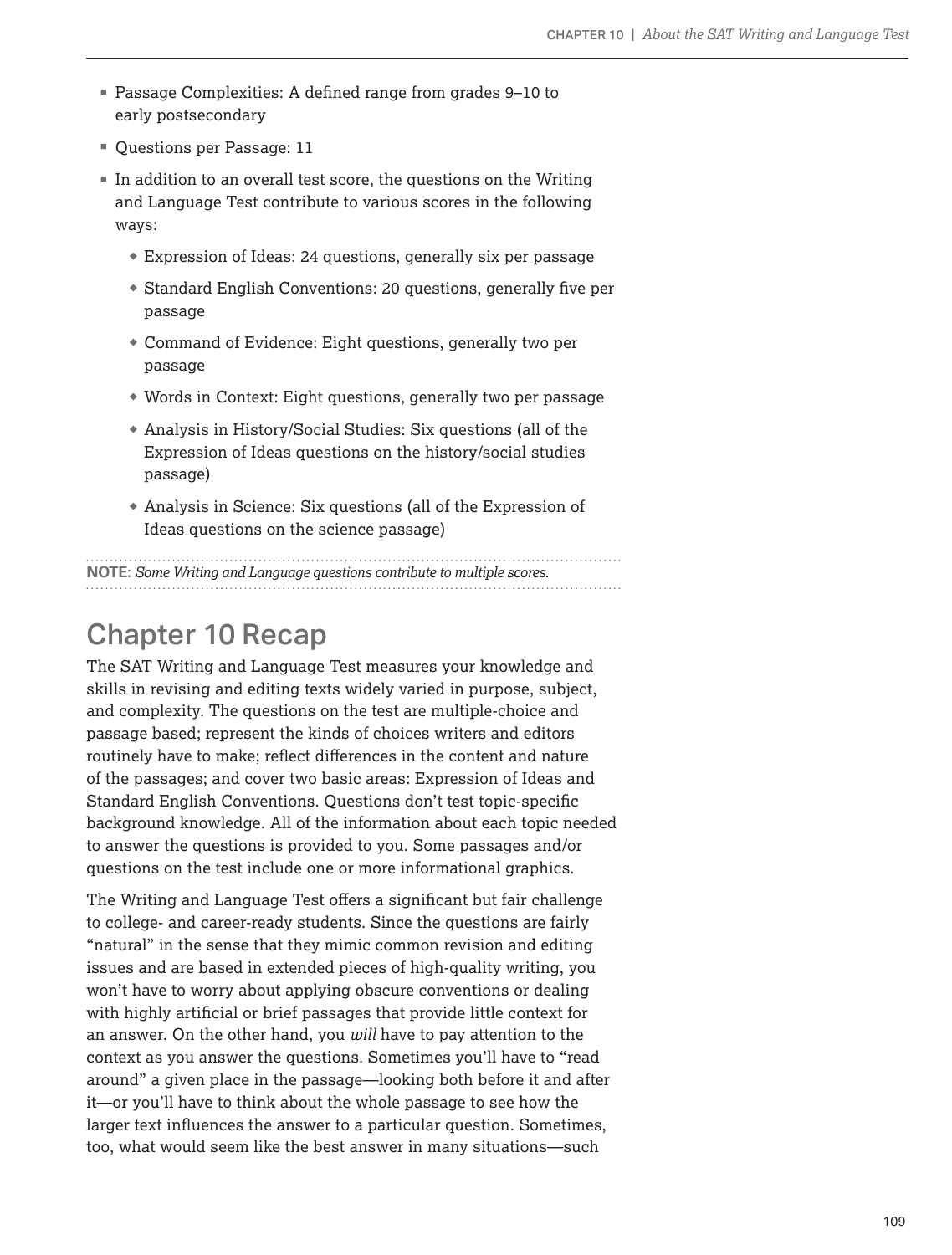- Passage Complexities: A defined range from grades 9–10 to early postsecondary
- Questions per Passage: 11
- In addition to an overall test score, the questions on the Writing and Language Test contribute to various scores in the following ways:
  - Expression of Ideas: 24 questions, generally six per passage
  - Standard English Conventions: 20 questions, generally five per passage
  - Command of Evidence: Eight questions, generally two per passage
  - Words in Context: Eight questions, generally two per passage
  - Analysis in History/Social Studies: Six questions (all of the Expression of Ideas questions on the history/social studies passage)
  - Analysis in Science: Six questions (all of the Expression of Ideas questions on the science passage)

**NOTE:** *Some Writing and Language questions contribute to multiple scores.*

## Chapter 10 Recap

The SAT Writing and Language Test measures your knowledge and skills in revising and editing texts widely varied in purpose, subject, and complexity. The questions on the test are multiple-choice and passage based; represent the kinds of choices writers and editors routinely have to make; reflect differences in the content and nature of the passages; and cover two basic areas: Expression of Ideas and Standard English Conventions. Questions don't test topic-specific background knowledge. All of the information about each topic needed to answer the questions is provided to you. Some passages and/or questions on the test include one or more informational graphics.

The Writing and Language Test offers a significant but fair challenge to college- and career-ready students. Since the questions are fairly "natural" in the sense that they mimic common revision and editing issues and are based in extended pieces of high-quality writing, you won't have to worry about applying obscure conventions or dealing with highly artificial or brief passages that provide little context for an answer. On the other hand, you *will* have to pay attention to the context as you answer the questions. Sometimes you'll have to "read around" a given place in the passage—looking both before it and after it—or you'll have to think about the whole passage to see how the larger text influences the answer to a particular question. Sometimes, too, what would seem like the best answer in many situations—such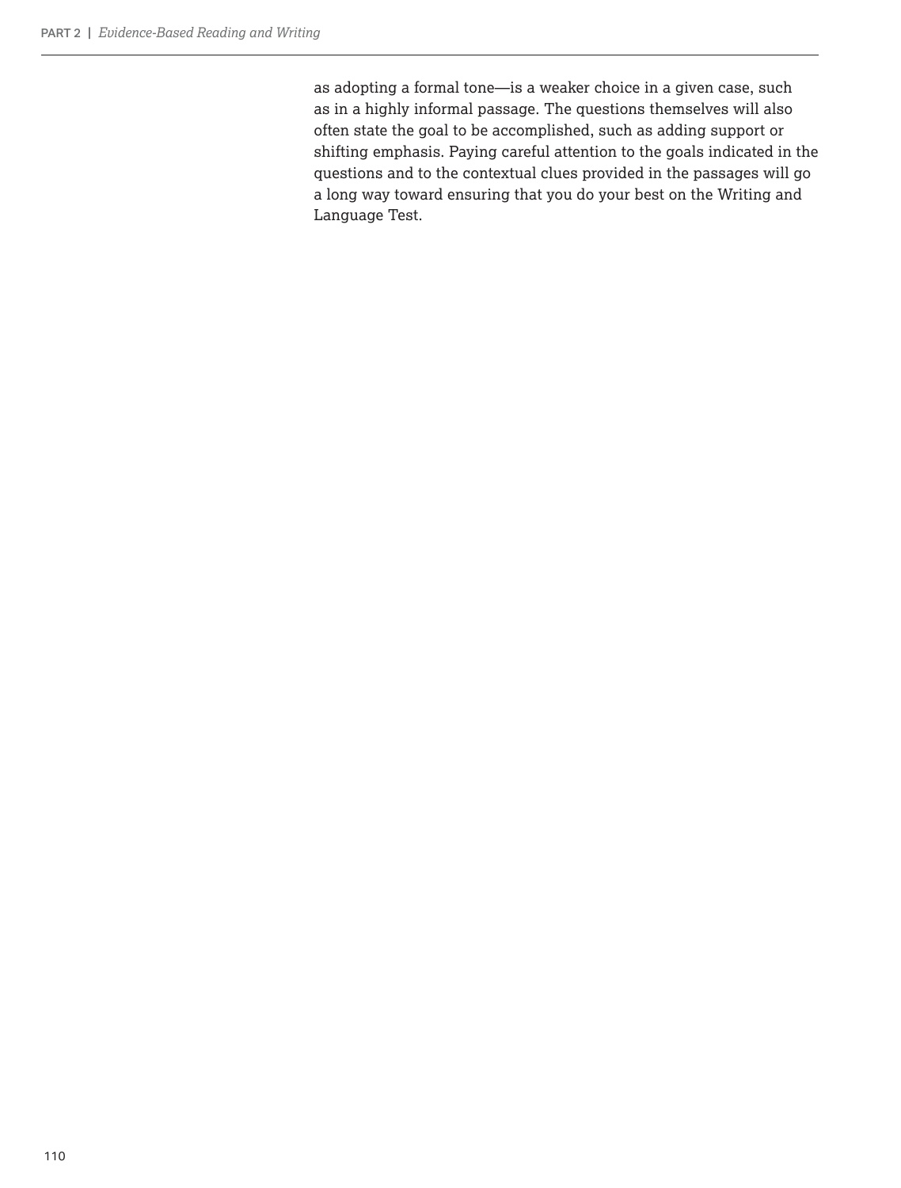as adopting a formal tone—is a weaker choice in a given case, such as in a highly informal passage. The questions themselves will also often state the goal to be accomplished, such as adding support or shifting emphasis. Paying careful attention to the goals indicated in the questions and to the contextual clues provided in the passages will go a long way toward ensuring that you do your best on the Writing and Language Test.